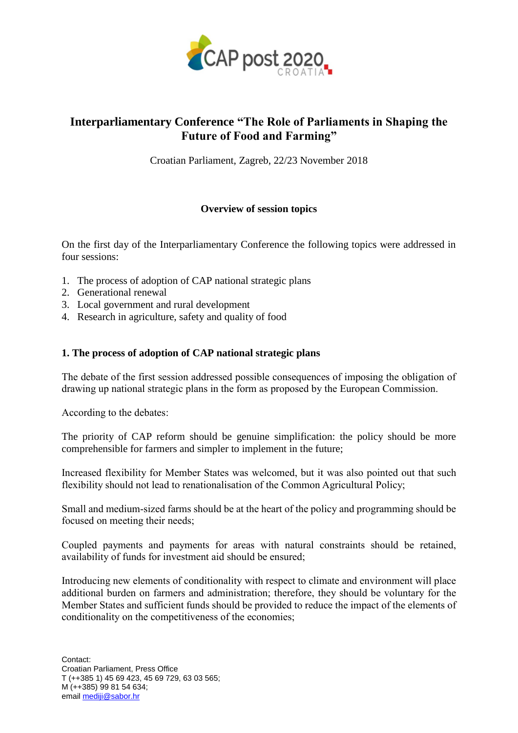# Interparliamentary Conference "The Role of Parliaments in Shaping the Future of Food and Farming"

Croatian Parliament, Zagreb, 22/23 November 2018

## Overview of session topics

On the first day of the Interparliamentary Conference the following topics were addressed in four sessions:

1. The process of adoption of CAP national strategic plans
2. Generational renewal
3. Local government and rural development
4. Research in agriculture, safety and quality of food

### 1. The process of adoption of CAP national strategic plans

The debate of the first session addressed possible consequences of imposing the obligation of drawing up national strategic plans in the form as proposed by the European Commission.

According to the debates:

The priority of CAP reform should be genuine simplification: the policy should be more comprehensible for farmers and simpler to implement in the future;

Increased flexibility for Member States was welcomed, but it was also pointed out that such flexibility should not lead to renationalisation of the Common Agricultural Policy;

Small and medium-sized farms should be at the heart of the policy and programming should be focused on meeting their needs;

Coupled payments and payments for areas with natural constraints should be retained, availability of funds for investment aid should be ensured;

Introducing new elements of conditionality with respect to climate and environment will place additional burden on farmers and administration; therefore, they should be voluntary for the Member States and sufficient funds should be provided to reduce the impact of the elements of conditionality on the competitiveness of the economies;

Contact:
Croatian Parliament, Press Office
T (++385 1) 45 69 423, 45 69 729, 63 03 565;
M (++385) 99 81 54 634;
email mediji@sabor.hr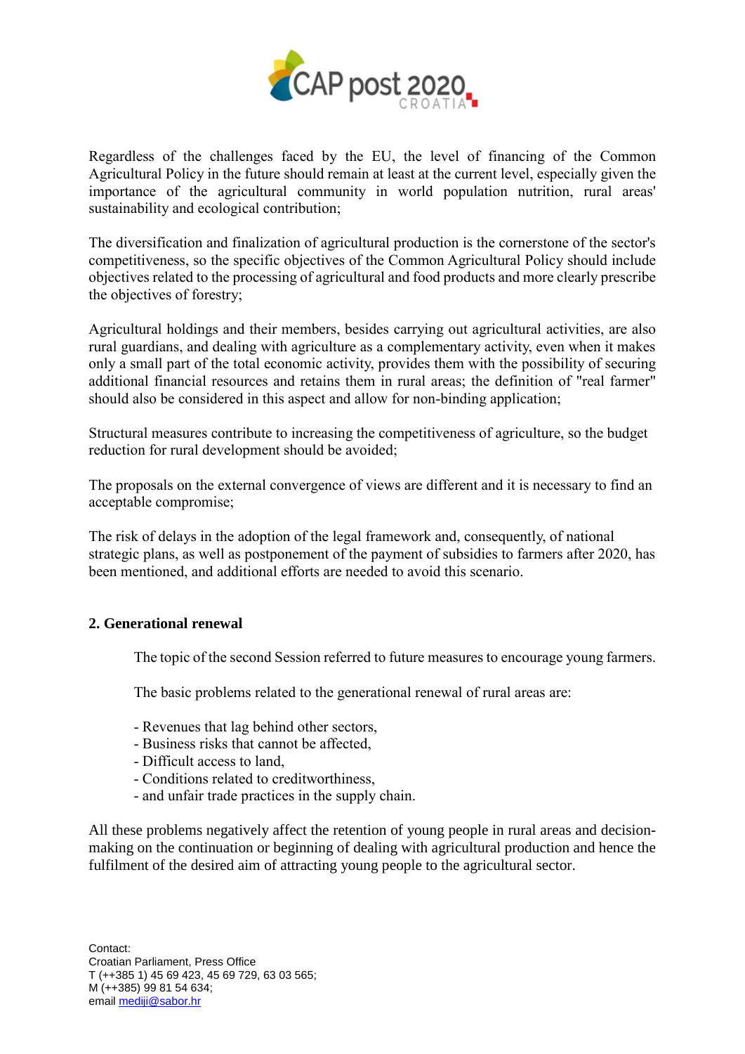Regardless of the challenges faced by the EU, the level of financing of the Common Agricultural Policy in the future should remain at least at the current level, especially given the importance of the agricultural community in world population nutrition, rural areas' sustainability and ecological contribution;

The diversification and finalization of agricultural production is the cornerstone of the sector's competitiveness, so the specific objectives of the Common Agricultural Policy should include objectives related to the processing of agricultural and food products and more clearly prescribe the objectives of forestry;

Agricultural holdings and their members, besides carrying out agricultural activities, are also rural guardians, and dealing with agriculture as a complementary activity, even when it makes only a small part of the total economic activity, provides them with the possibility of securing additional financial resources and retains them in rural areas; the definition of "real farmer" should also be considered in this aspect and allow for non-binding application;

Structural measures contribute to increasing the competitiveness of agriculture, so the budget reduction for rural development should be avoided;

The proposals on the external convergence of views are different and it is necessary to find an acceptable compromise;

The risk of delays in the adoption of the legal framework and, consequently, of national strategic plans, as well as postponement of the payment of subsidies to farmers after 2020, has been mentioned, and additional efforts are needed to avoid this scenario.

## 2. Generational renewal

The topic of the second Session referred to future measures to encourage young farmers.

The basic problems related to the generational renewal of rural areas are:

- Revenues that lag behind other sectors,
- Business risks that cannot be affected,
- Difficult access to land,
- Conditions related to creditworthiness,
- and unfair trade practices in the supply chain.

All these problems negatively affect the retention of young people in rural areas and decision-making on the continuation or beginning of dealing with agricultural production and hence the fulfilment of the desired aim of attracting young people to the agricultural sector.

Contact:
Croatian Parliament, Press Office
T (++385 1) 45 69 423, 45 69 729, 63 03 565;
M (++385) 99 81 54 634;
email mediji@sabor.hr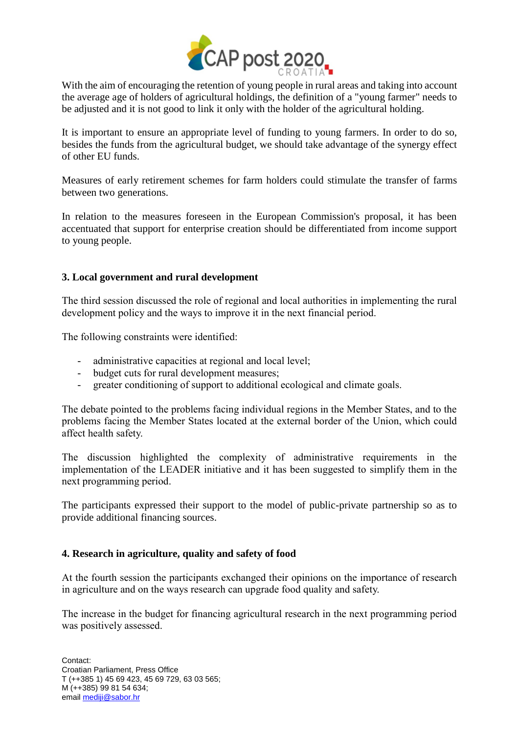With the aim of encouraging the retention of young people in rural areas and taking into account the average age of holders of agricultural holdings, the definition of a "young farmer" needs to be adjusted and it is not good to link it only with the holder of the agricultural holding.

It is important to ensure an appropriate level of funding to young farmers. In order to do so, besides the funds from the agricultural budget, we should take advantage of the synergy effect of other EU funds.

Measures of early retirement schemes for farm holders could stimulate the transfer of farms between two generations.

In relation to the measures foreseen in the European Commission's proposal, it has been accentuated that support for enterprise creation should be differentiated from income support to young people.

### 3. Local government and rural development

The third session discussed the role of regional and local authorities in implementing the rural development policy and the ways to improve it in the next financial period.

The following constraints were identified:

- administrative capacities at regional and local level;
- budget cuts for rural development measures;
- greater conditioning of support to additional ecological and climate goals.

The debate pointed to the problems facing individual regions in the Member States, and to the problems facing the Member States located at the external border of the Union, which could affect health safety.

The discussion highlighted the complexity of administrative requirements in the implementation of the LEADER initiative and it has been suggested to simplify them in the next programming period.

The participants expressed their support to the model of public-private partnership so as to provide additional financing sources.

### 4. Research in agriculture, quality and safety of food

At the fourth session the participants exchanged their opinions on the importance of research in agriculture and on the ways research can upgrade food quality and safety.

The increase in the budget for financing agricultural research in the next programming period was positively assessed.

Contact:
Croatian Parliament, Press Office
T (++385 1) 45 69 423, 45 69 729, 63 03 565;
M (++385) 99 81 54 634;
email medIji@sabor.hr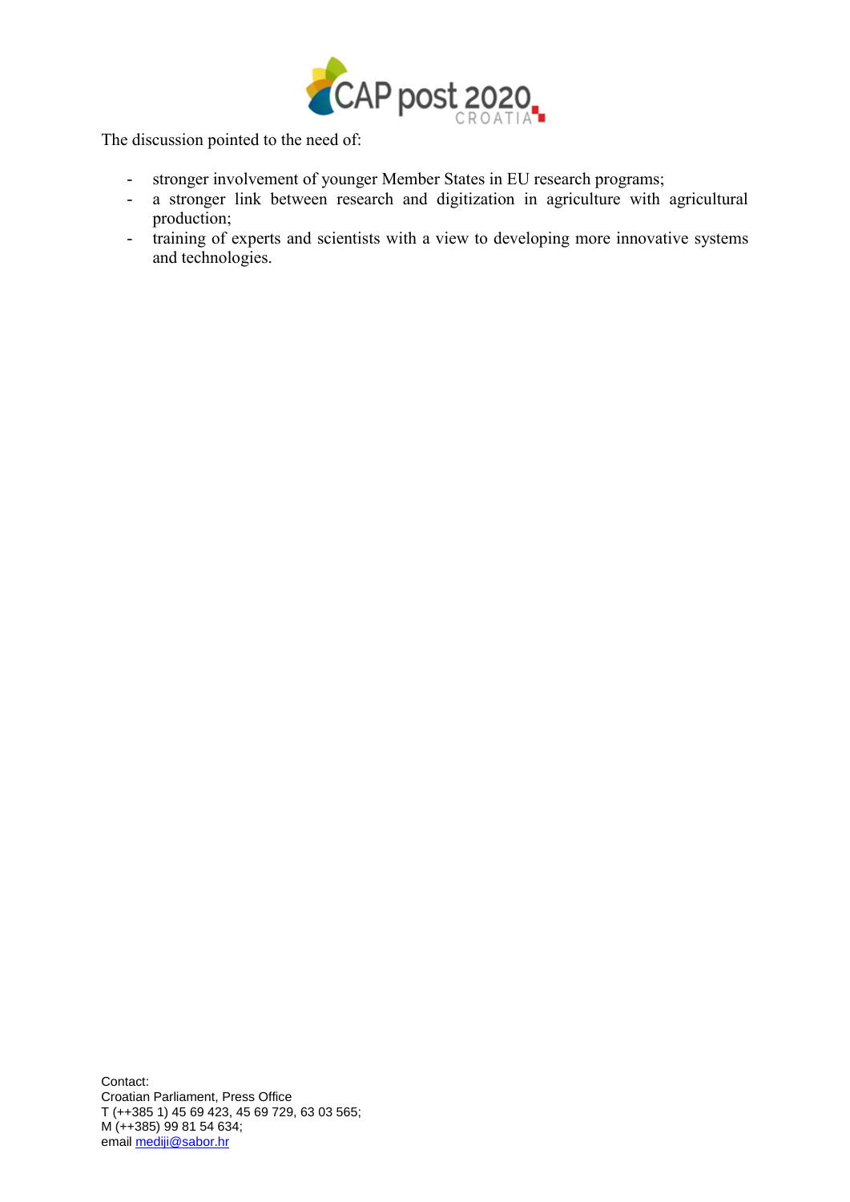The discussion pointed to the need of:

- stronger involvement of younger Member States in EU research programs;
- a stronger link between research and digitization in agriculture with agricultural production;
- training of experts and scientists with a view to developing more innovative systems and technologies.

Contact:
Croatian Parliament, Press Office
T (++385 1) 45 69 423, 45 69 729, 63 03 565;
M (++385) 99 81 54 634;
email mediji@sabor.hr